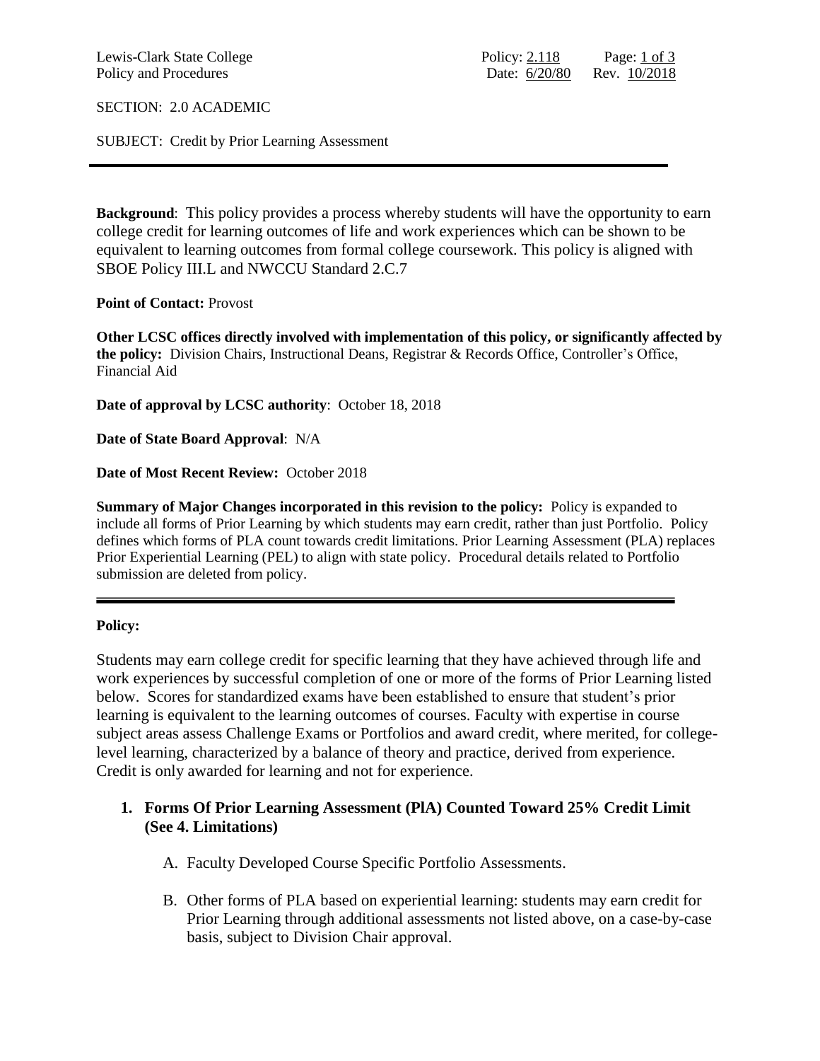Lewis-Clark State College
Policy and Procedures

Policy: 2.118
Date: 6/20/80 Rev. 10/2018

SECTION: 2.0 ACADEMIC

SUBJECT: Credit by Prior Learning Assessment

---

**Background**: This policy provides a process whereby students will have the opportunity to earn college credit for learning outcomes of life and work experiences which can be shown to be equivalent to learning outcomes from formal college coursework. This policy is aligned with SBOE Policy III.L and NWCCU Standard 2.C.7

**Point of Contact:** Provost

**Other LCSC offices directly involved with implementation of this policy, or significantly affected by the policy:** Division Chairs, Instructional Deans, Registrar & Records Office, Controller's Office, Financial Aid

**Date of approval by LCSC authority**: October 18, 2018

**Date of State Board Approval**: N/A

**Date of Most Recent Review:** October 2018

**Summary of Major Changes incorporated in this revision to the policy:** Policy is expanded to include all forms of Prior Learning by which students may earn credit, rather than just Portfolio. Policy defines which forms of PLA count towards credit limitations. Prior Learning Assessment (PLA) replaces Prior Experiential Learning (PEL) to align with state policy. Procedural details related to Portfolio submission are deleted from policy.

---

**Policy:**

Students may earn college credit for specific learning that they have achieved through life and work experiences by successful completion of one or more of the forms of Prior Learning listed below. Scores for standardized exams have been established to ensure that student's prior learning is equivalent to the learning outcomes of courses. Faculty with expertise in course subject areas assess Challenge Exams or Portfolios and award credit, where merited, for college-level learning, characterized by a balance of theory and practice, derived from experience. Credit is only awarded for learning and not for experience.

1. **Forms Of Prior Learning Assessment (PlA) Counted Toward 25% Credit Limit (See 4. Limitations)**

   A. Faculty Developed Course Specific Portfolio Assessments.

   B. Other forms of PLA based on experiential learning: students may earn credit for Prior Learning through additional assessments not listed above, on a case-by-case basis, subject to Division Chair approval.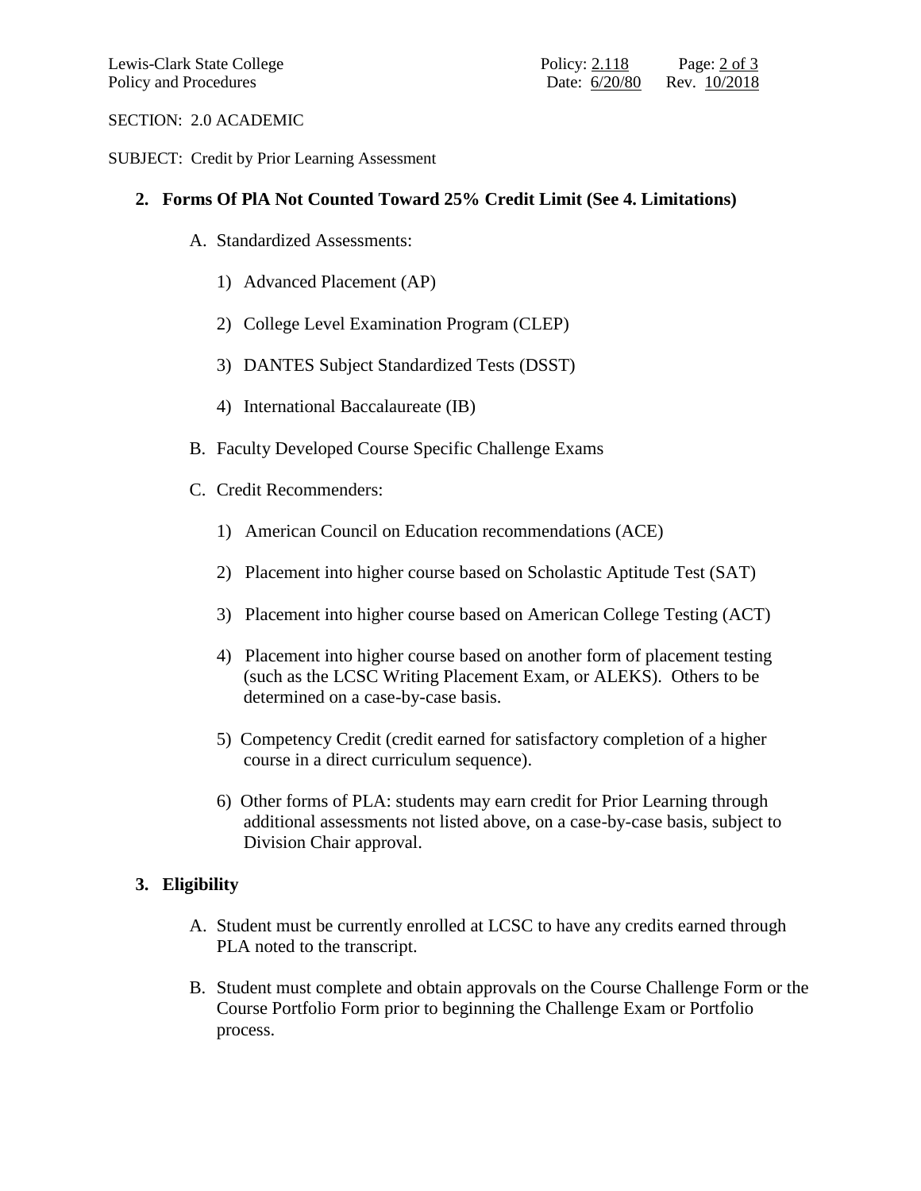SECTION: 2.0 ACADEMIC

SUBJECT: Credit by Prior Learning Assessment

## 2. Forms Of PlA Not Counted Toward 25% Credit Limit (See 4. Limitations)

A. Standardized Assessments:

1) Advanced Placement (AP)

2) College Level Examination Program (CLEP)

3) DANTES Subject Standardized Tests (DSST)

4) International Baccalaureate (IB)

B. Faculty Developed Course Specific Challenge Exams

C. Credit Recommenders:

1) American Council on Education recommendations (ACE)

2) Placement into higher course based on Scholastic Aptitude Test (SAT)

3) Placement into higher course based on American College Testing (ACT)

4) Placement into higher course based on another form of placement testing (such as the LCSC Writing Placement Exam, or ALEKS). Others to be determined on a case-by-case basis.

5) Competency Credit (credit earned for satisfactory completion of a higher course in a direct curriculum sequence).

6) Other forms of PLA: students may earn credit for Prior Learning through additional assessments not listed above, on a case-by-case basis, subject to Division Chair approval.

## 3. Eligibility

A. Student must be currently enrolled at LCSC to have any credits earned through PLA noted to the transcript.

B. Student must complete and obtain approvals on the Course Challenge Form or the Course Portfolio Form prior to beginning the Challenge Exam or Portfolio process.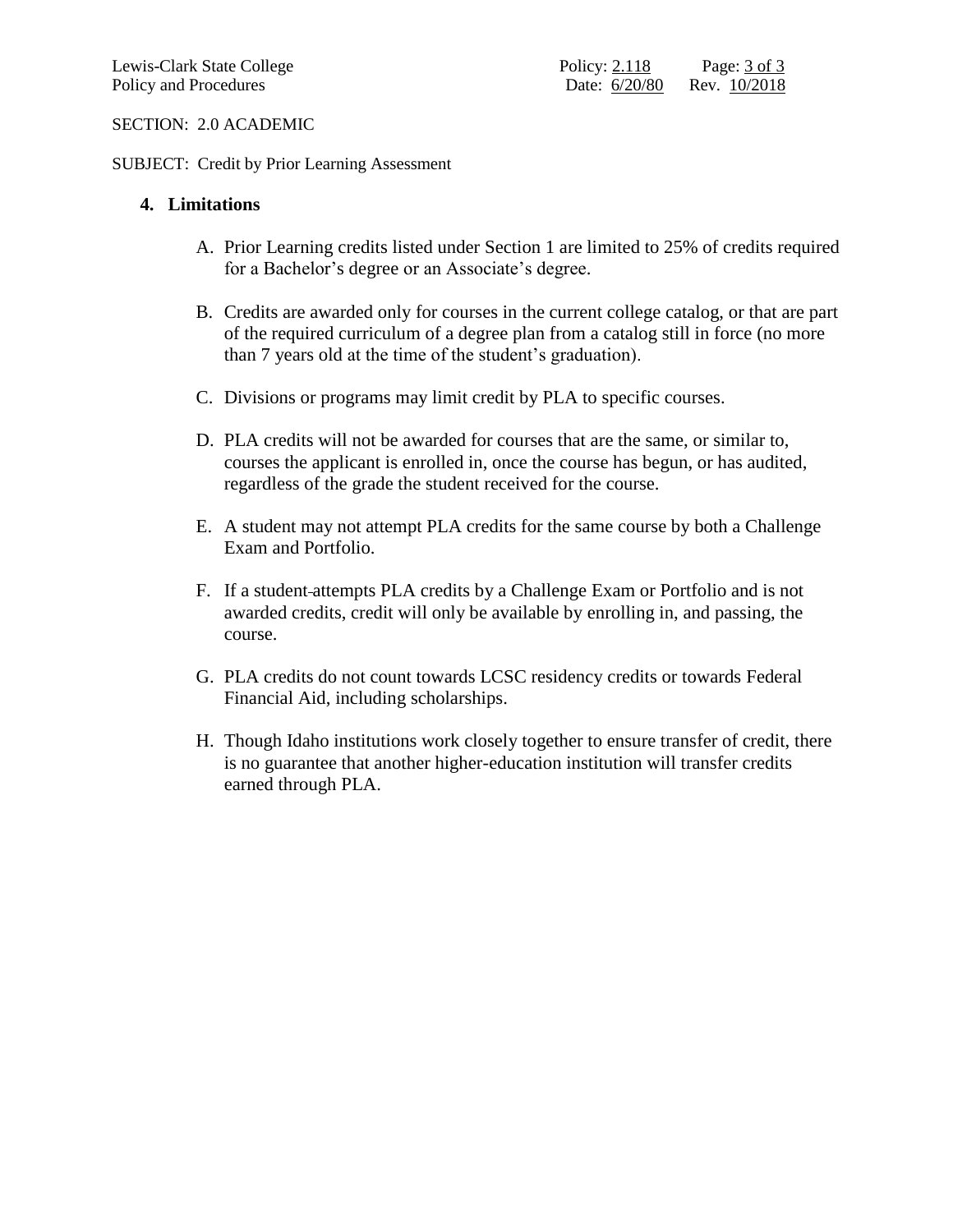SECTION: 2.0 ACADEMIC

SUBJECT: Credit by Prior Learning Assessment

## 4. Limitations

A. Prior Learning credits listed under Section 1 are limited to 25% of credits required for a Bachelor's degree or an Associate's degree.

B. Credits are awarded only for courses in the current college catalog, or that are part of the required curriculum of a degree plan from a catalog still in force (no more than 7 years old at the time of the student's graduation).

C. Divisions or programs may limit credit by PLA to specific courses.

D. PLA credits will not be awarded for courses that are the same, or similar to, courses the applicant is enrolled in, once the course has begun, or has audited, regardless of the grade the student received for the course.

E. A student may not attempt PLA credits for the same course by both a Challenge Exam and Portfolio.

F. If a student attempts PLA credits by a Challenge Exam or Portfolio and is not awarded credits, credit will only be available by enrolling in, and passing, the course.

G. PLA credits do not count towards LCSC residency credits or towards Federal Financial Aid, including scholarships.

H. Though Idaho institutions work closely together to ensure transfer of credit, there is no guarantee that another higher-education institution will transfer credits earned through PLA.